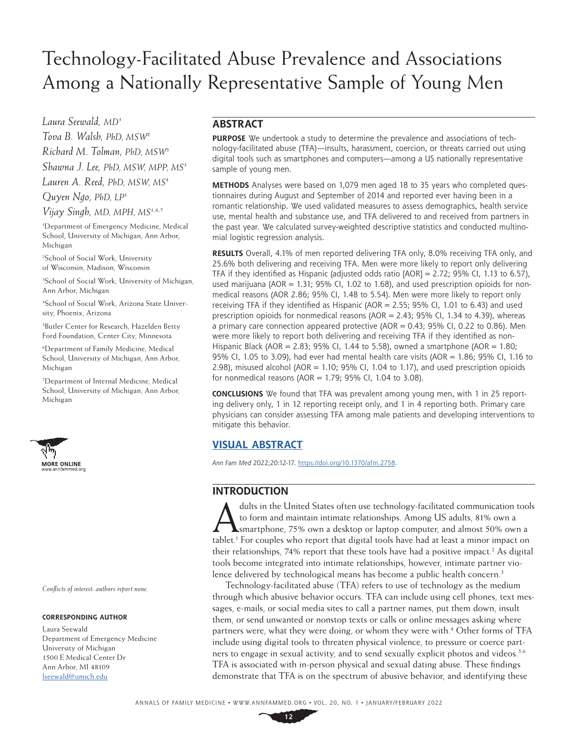# Technology-Facilitated Abuse Prevalence and Associations Among a Nationally Representative Sample of Young Men

*Laura Seewald, MD*[1]
*Tova B. Walsh, PhD, MSW*[2]
*Richard M. Tolman, PhD, MSW*[3]
*Shawna J. Lee, PhD, MSW, MPP, MS*[3]
*Lauren A. Reed, PhD, MSW, MS*[4]
*Quyen Ngo, PhD, LP*[5]
*Vijay Singh, MD, MPH, MS*[1,6,7]

[1]Department of Emergency Medicine, Medical School, University of Michigan, Ann Arbor, Michigan

[2]School of Social Work, University of Wisconsin, Madison, Wisconsin

[3]School of Social Work, University of Michigan, Ann Arbor, Michigan

[4]School of Social Work, Arizona State University, Phoenix, Arizona

[5]Butler Center for Research, Hazelden Betty Ford Foundation, Center City, Minnesota

[6]Department of Family Medicine, Medical School, University of Michigan, Ann Arbor, Michigan

[7]Department of Internal Medicine, Medical School, University of Michigan, Ann Arbor, Michigan

MORE ONLINE
www.annfammed.org

*Conflicts of interest: authors report none.*

**CORRESPONDING AUTHOR**

Laura Seewald
Department of Emergency Medicine
University of Michigan
1500 E Medical Center Dr
Ann Arbor, MI 48109
lseewald@umich.edu

## ABSTRACT

**PURPOSE** We undertook a study to determine the prevalence and associations of technology-facilitated abuse (TFA)—insults, harassment, coercion, or threats carried out using digital tools such as smartphones and computers—among a US nationally representative sample of young men.

**METHODS** Analyses were based on 1,079 men aged 18 to 35 years who completed questionnaires during August and September of 2014 and reported ever having been in a romantic relationship. We used validated measures to assess demographics, health service use, mental health and substance use, and TFA delivered to and received from partners in the past year. We calculated survey-weighted descriptive statistics and conducted multinomial logistic regression analysis.

**RESULTS** Overall, 4.1% of men reported delivering TFA only, 8.0% receiving TFA only, and 25.6% both delivering and receiving TFA. Men were more likely to report only delivering TFA if they identified as Hispanic (adjusted odds ratio [AOR] = 2.72; 95% CI, 1.13 to 6.57), used marijuana (AOR = 1.31; 95% CI, 1.02 to 1.68), and used prescription opioids for nonmedical reasons (AOR 2.86; 95% CI, 1.48 to 5.54). Men were more likely to report only receiving TFA if they identified as Hispanic (AOR = 2.55; 95% CI, 1.01 to 6.43) and used prescription opioids for nonmedical reasons (AOR = 2.43; 95% CI, 1.34 to 4.39), whereas a primary care connection appeared protective (AOR = 0.43; 95% CI, 0.22 to 0.86). Men were more likely to report both delivering and receiving TFA if they identified as non-Hispanic Black (AOR = 2.83; 95% CI, 1.44 to 5.58), owned a smartphone (AOR = 1.80; 95% CI, 1.05 to 3.09), had ever had mental health care visits (AOR = 1.86; 95% CI, 1.16 to 2.98), misused alcohol (AOR = 1.10; 95% CI, 1.04 to 1.17), and used prescription opioids for nonmedical reasons (AOR = 1.79; 95% CI, 1.04 to 3.08).

**CONCLUSIONS** We found that TFA was prevalent among young men, with 1 in 25 reporting delivery only, 1 in 12 reporting receipt only, and 1 in 4 reporting both. Primary care physicians can consider assessing TFA among male patients and developing interventions to mitigate this behavior.

## VISUAL ABSTRACT

*Ann Fam Med* 2022;20:12-17. https://doi.org/10.1370/afm.2758.

## INTRODUCTION

Adults in the United States often use technology-facilitated communication tools to form and maintain intimate relationships. Among US adults, 81% own a smartphone, 75% own a desktop or laptop computer, and almost 50% own a tablet.[1] For couples who report that digital tools have had at least a minor impact on their relationships, 74% report that these tools have had a positive impact.[2] As digital tools become integrated into intimate relationships, however, intimate partner violence delivered by technological means has become a public health concern.[3]

Technology-facilitated abuse (TFA) refers to use of technology as the medium through which abusive behavior occurs. TFA can include using cell phones, text messages, e-mails, or social media sites to call a partner names, put them down, insult them, or send unwanted or nonstop texts or calls or online messages asking where partners were, what they were doing, or whom they were with.[4] Other forms of TFA include using digital tools to threaten physical violence, to pressure or coerce partners to engage in sexual activity, and to send sexually explicit photos and videos.[5,6] TFA is associated with in-person physical and sexual dating abuse. These findings demonstrate that TFA is on the spectrum of abusive behavior, and identifying these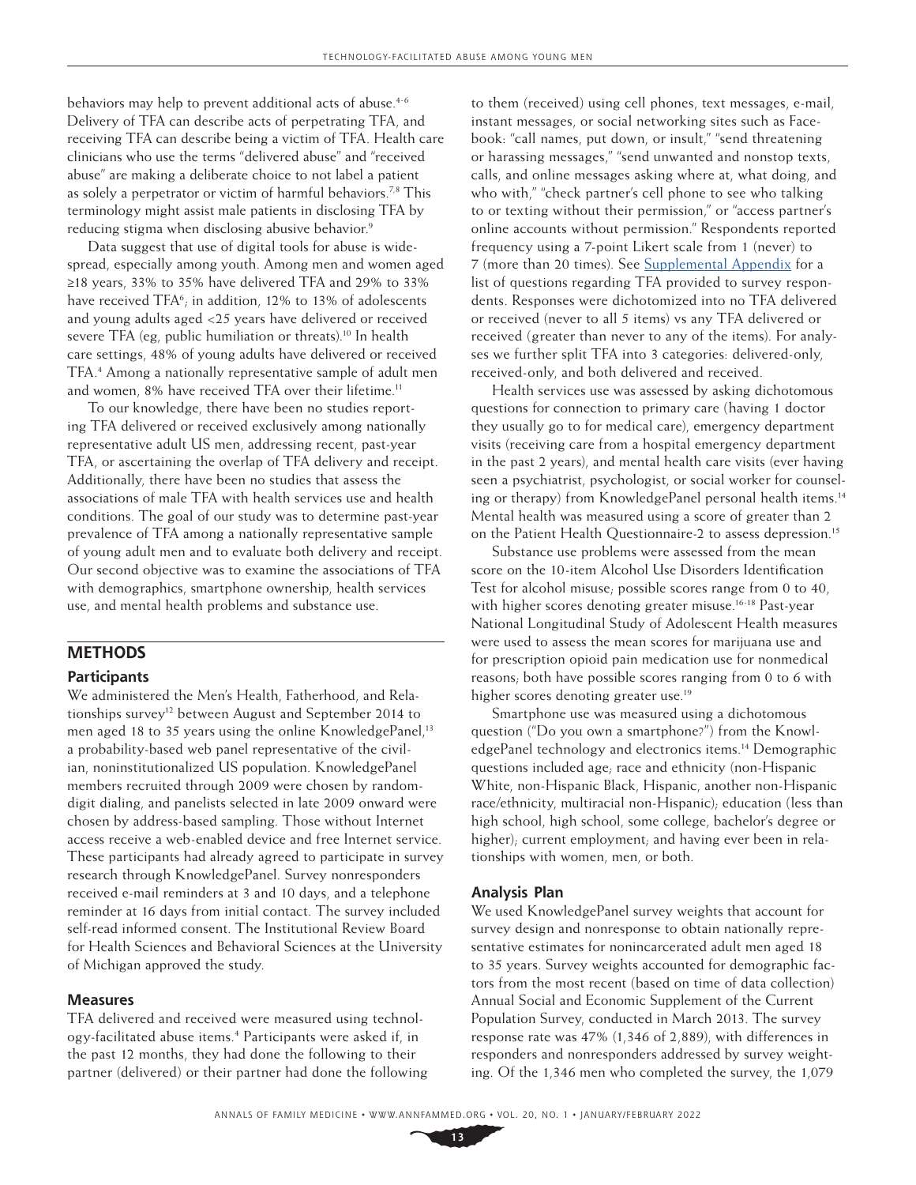behaviors may help to prevent additional acts of abuse.[4-6] Delivery of TFA can describe acts of perpetrating TFA, and receiving TFA can describe being a victim of TFA. Health care clinicians who use the terms "delivered abuse" and "received abuse" are making a deliberate choice to not label a patient as solely a perpetrator or victim of harmful behaviors.[7,8] This terminology might assist male patients in disclosing TFA by reducing stigma when disclosing abusive behavior.[9]

Data suggest that use of digital tools for abuse is widespread, especially among youth. Among men and women aged ≥18 years, 33% to 35% have delivered TFA and 29% to 33% have received TFA[6]; in addition, 12% to 13% of adolescents and young adults aged <25 years have delivered or received severe TFA (eg, public humiliation or threats).[10] In health care settings, 48% of young adults have delivered or received TFA.[4] Among a nationally representative sample of adult men and women, 8% have received TFA over their lifetime.[11]

To our knowledge, there have been no studies reporting TFA delivered or received exclusively among nationally representative adult US men, addressing recent, past-year TFA, or ascertaining the overlap of TFA delivery and receipt. Additionally, there have been no studies that assess the associations of male TFA with health services use and health conditions. The goal of our study was to determine past-year prevalence of TFA among a nationally representative sample of young adult men and to evaluate both delivery and receipt. Our second objective was to examine the associations of TFA with demographics, smartphone ownership, health services use, and mental health problems and substance use.

## METHODS

### Participants

We administered the Men's Health, Fatherhood, and Relationships survey[12] between August and September 2014 to men aged 18 to 35 years using the online KnowledgePanel,[13] a probability-based web panel representative of the civilian, noninstitutionalized US population. KnowledgePanel members recruited through 2009 were chosen by random-digit dialing, and panelists selected in late 2009 onward were chosen by address-based sampling. Those without Internet access receive a web-enabled device and free Internet service. These participants had already agreed to participate in survey research through KnowledgePanel. Survey nonresponders received e-mail reminders at 3 and 10 days, and a telephone reminder at 16 days from initial contact. The survey included self-read informed consent. The Institutional Review Board for Health Sciences and Behavioral Sciences at the University of Michigan approved the study.

### Measures

TFA delivered and received were measured using technology-facilitated abuse items.[4] Participants were asked if, in the past 12 months, they had done the following to their partner (delivered) or their partner had done the following to them (received) using cell phones, text messages, e-mail, instant messages, or social networking sites such as Facebook: "call names, put down, or insult," "send threatening or harassing messages," "send unwanted and nonstop texts, calls, and online messages asking where at, what doing, and who with," "check partner's cell phone to see who talking to or texting without their permission," or "access partner's online accounts without permission." Respondents reported frequency using a 7-point Likert scale from 1 (never) to 7 (more than 20 times). See Supplemental Appendix for a list of questions regarding TFA provided to survey respondents. Responses were dichotomized into no TFA delivered or received (never to all 5 items) vs any TFA delivered or received (greater than never to any of the items). For analyses we further split TFA into 3 categories: delivered-only, received-only, and both delivered and received.

Health services use was assessed by asking dichotomous questions for connection to primary care (having 1 doctor they usually go to for medical care), emergency department visits (receiving care from a hospital emergency department in the past 2 years), and mental health care visits (ever having seen a psychiatrist, psychologist, or social worker for counseling or therapy) from KnowledgePanel personal health items.[14] Mental health was measured using a score of greater than 2 on the Patient Health Questionnaire-2 to assess depression.[15]

Substance use problems were assessed from the mean score on the 10-item Alcohol Use Disorders Identification Test for alcohol misuse; possible scores range from 0 to 40, with higher scores denoting greater misuse.[16-18] Past-year National Longitudinal Study of Adolescent Health measures were used to assess the mean scores for marijuana use and for prescription opioid pain medication use for nonmedical reasons; both have possible scores ranging from 0 to 6 with higher scores denoting greater use.[19]

Smartphone use was measured using a dichotomous question ("Do you own a smartphone?") from the KnowledgePanel technology and electronics items.[14] Demographic questions included age; race and ethnicity (non-Hispanic White, non-Hispanic Black, Hispanic, another non-Hispanic race/ethnicity, multiracial non-Hispanic); education (less than high school, high school, some college, bachelor's degree or higher); current employment; and having ever been in relationships with women, men, or both.

### Analysis Plan

We used KnowledgePanel survey weights that account for survey design and nonresponse to obtain nationally representative estimates for nonincarcerated adult men aged 18 to 35 years. Survey weights accounted for demographic factors from the most recent (based on time of data collection) Annual Social and Economic Supplement of the Current Population Survey, conducted in March 2013. The survey response rate was 47% (1,346 of 2,889), with differences in responders and nonresponders addressed by survey weighting. Of the 1,346 men who completed the survey, the 1,079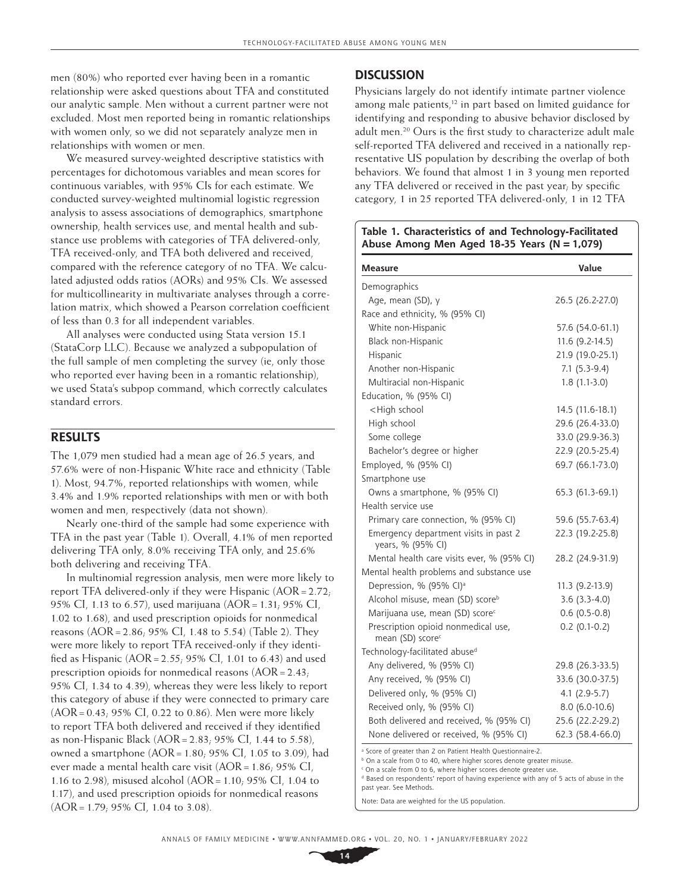men (80%) who reported ever having been in a romantic relationship were asked questions about TFA and constituted our analytic sample. Men without a current partner were not excluded. Most men reported being in romantic relationships with women only, so we did not separately analyze men in relationships with women or men.

We measured survey-weighted descriptive statistics with percentages for dichotomous variables and mean scores for continuous variables, with 95% CIs for each estimate. We conducted survey-weighted multinomial logistic regression analysis to assess associations of demographics, smartphone ownership, health services use, and mental health and substance use problems with categories of TFA delivered-only, TFA received-only, and TFA both delivered and received, compared with the reference category of no TFA. We calculated adjusted odds ratios (AORs) and 95% CIs. We assessed for multicollinearity in multivariate analyses through a correlation matrix, which showed a Pearson correlation coefficient of less than 0.3 for all independent variables.

All analyses were conducted using Stata version 15.1 (StataCorp LLC). Because we analyzed a subpopulation of the full sample of men completing the survey (ie, only those who reported ever having been in a romantic relationship), we used Stata's subpop command, which correctly calculates standard errors.

## RESULTS

The 1,079 men studied had a mean age of 26.5 years, and 57.6% were of non-Hispanic White race and ethnicity (Table 1). Most, 94.7%, reported relationships with women, while 3.4% and 1.9% reported relationships with men or with both women and men, respectively (data not shown).

Nearly one-third of the sample had some experience with TFA in the past year (Table 1). Overall, 4.1% of men reported delivering TFA only, 8.0% receiving TFA only, and 25.6% both delivering and receiving TFA.

In multinomial regression analysis, men were more likely to report TFA delivered-only if they were Hispanic (AOR = 2.72; 95% CI, 1.13 to 6.57), used marijuana (AOR = 1.31; 95% CI, 1.02 to 1.68), and used prescription opioids for nonmedical reasons (AOR = 2.86; 95% CI, 1.48 to 5.54) (Table 2). They were more likely to report TFA received-only if they identified as Hispanic (AOR = 2.55; 95% CI, 1.01 to 6.43) and used prescription opioids for nonmedical reasons (AOR = 2.43; 95% CI, 1.34 to 4.39), whereas they were less likely to report this category of abuse if they were connected to primary care (AOR = 0.43; 95% CI, 0.22 to 0.86). Men were more likely to report TFA both delivered and received if they identified as non-Hispanic Black (AOR = 2.83; 95% CI, 1.44 to 5.58), owned a smartphone (AOR = 1.80; 95% CI, 1.05 to 3.09), had ever made a mental health care visit (AOR = 1.86; 95% CI, 1.16 to 2.98), misused alcohol (AOR = 1.10; 95% CI, 1.04 to 1.17), and used prescription opioids for nonmedical reasons (AOR = 1.79; 95% CI, 1.04 to 3.08).

## DISCUSSION

Physicians largely do not identify intimate partner violence among male patients,[12] in part based on limited guidance for identifying and responding to abusive behavior disclosed by adult men.[20] Ours is the first study to characterize adult male self-reported TFA delivered and received in a nationally representative US population by describing the overlap of both behaviors. We found that almost 1 in 3 young men reported any TFA delivered or received in the past year; by specific category, 1 in 25 reported TFA delivered-only, 1 in 12 TFA

**Table 1. Characteristics of and Technology-Facilitated Abuse Among Men Aged 18-35 Years (N = 1,079)**

| Measure | Value |
|---|---|
| Demographics | |
| Age, mean (SD), y | 26.5 (26.2-27.0) |
| Race and ethnicity, % (95% CI) | |
| White non-Hispanic | 57.6 (54.0-61.1) |
| Black non-Hispanic | 11.6 (9.2-14.5) |
| Hispanic | 21.9 (19.0-25.1) |
| Another non-Hispanic | 7.1 (5.3-9.4) |
| Multiracial non-Hispanic | 1.8 (1.1-3.0) |
| Education, % (95% CI) | |
| <High school | 14.5 (11.6-18.1) |
| High school | 29.6 (26.4-33.0) |
| Some college | 33.0 (29.9-36.3) |
| Bachelor's degree or higher | 22.9 (20.5-25.4) |
| Employed, % (95% CI) | 69.7 (66.1-73.0) |
| Smartphone use | |
| Owns a smartphone, % (95% CI) | 65.3 (61.3-69.1) |
| Health service use | |
| Primary care connection, % (95% CI) | 59.6 (55.7-63.4) |
| Emergency department visits in past 2 years, % (95% CI) | 22.3 (19.2-25.8) |
| Mental health care visits ever, % (95% CI) | 28.2 (24.9-31.9) |
| Mental health problems and substance use | |
| Depression, % (95% CI)[a] | 11.3 (9.2-13.9) |
| Alcohol misuse, mean (SD) score[b] | 3.6 (3.3-4.0) |
| Marijuana use, mean (SD) score[c] | 0.6 (0.5-0.8) |
| Prescription opioid nonmedical use, mean (SD) score[c] | 0.2 (0.1-0.2) |
| Technology-facilitated abuse[d] | |
| Any delivered, % (95% CI) | 29.8 (26.3-33.5) |
| Any received, % (95% CI) | 33.6 (30.0-37.5) |
| Delivered only, % (95% CI) | 4.1 (2.9-5.7) |
| Received only, % (95% CI) | 8.0 (6.0-10.6) |
| Both delivered and received, % (95% CI) | 25.6 (22.2-29.2) |
| None delivered or received, % (95% CI) | 62.3 (58.4-66.0) |

[a] Score of greater than 2 on Patient Health Questionnaire-2.
[b] On a scale from 0 to 40, where higher scores denote greater misuse.
[c] On a scale from 0 to 6, where higher scores denote greater use.
[d] Based on respondents' report of having experience with any of 5 acts of abuse in the past year. See Methods.

Note: Data are weighted for the US population.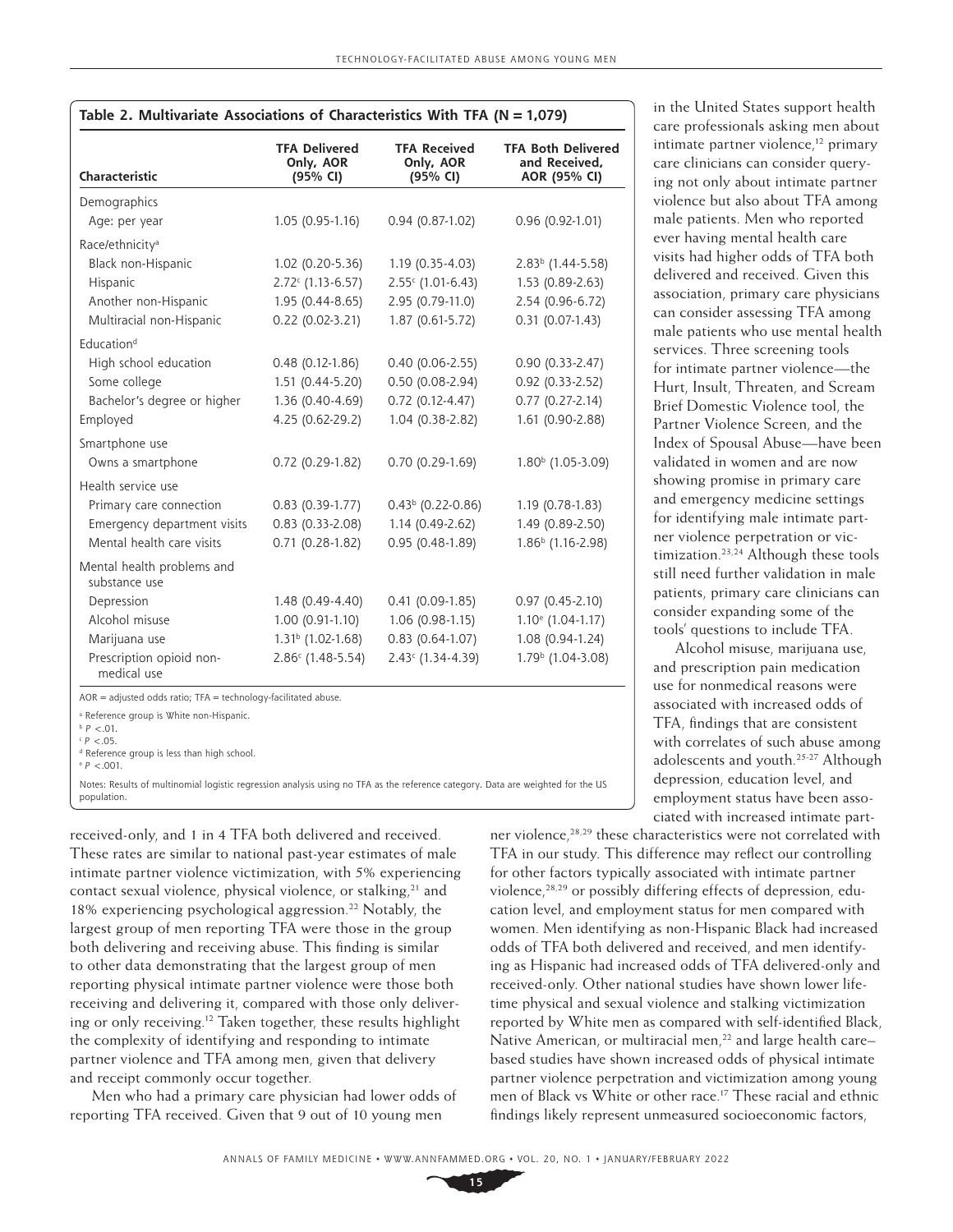**Table 2. Multivariate Associations of Characteristics With TFA (N = 1,079)**

| Characteristic | TFA Delivered Only, AOR (95% CI) | TFA Received Only, AOR (95% CI) | TFA Both Delivered and Received, AOR (95% CI) |
|---|---|---|---|
| Demographics | | | |
| Age: per year | 1.05 (0.95-1.16) | 0.94 (0.87-1.02) | 0.96 (0.92-1.01) |
| Race/ethnicity[a] | | | |
| Black non-Hispanic | 1.02 (0.20-5.36) | 1.19 (0.35-4.03) | 2.83[b] (1.44-5.58) |
| Hispanic | 2.72[c] (1.13-6.57) | 2.55[c] (1.01-6.43) | 1.53 (0.89-2.63) |
| Another non-Hispanic | 1.95 (0.44-8.65) | 2.95 (0.79-11.0) | 2.54 (0.96-6.72) |
| Multiracial non-Hispanic | 0.22 (0.02-3.21) | 1.87 (0.61-5.72) | 0.31 (0.07-1.43) |
| Education[d] | | | |
| High school education | 0.48 (0.12-1.86) | 0.40 (0.06-2.55) | 0.90 (0.33-2.47) |
| Some college | 1.51 (0.44-5.20) | 0.50 (0.08-2.94) | 0.92 (0.33-2.52) |
| Bachelor's degree or higher | 1.36 (0.40-4.69) | 0.72 (0.12-4.47) | 0.77 (0.27-2.14) |
| Employed | 4.25 (0.62-29.2) | 1.04 (0.38-2.82) | 1.61 (0.90-2.88) |
| Smartphone use | | | |
| Owns a smartphone | 0.72 (0.29-1.82) | 0.70 (0.29-1.69) | 1.80[b] (1.05-3.09) |
| Health service use | | | |
| Primary care connection | 0.83 (0.39-1.77) | 0.43[b] (0.22-0.86) | 1.19 (0.78-1.83) |
| Emergency department visits | 0.83 (0.33-2.08) | 1.14 (0.49-2.62) | 1.49 (0.89-2.50) |
| Mental health care visits | 0.71 (0.28-1.82) | 0.95 (0.48-1.89) | 1.86[b] (1.16-2.98) |
| Mental health problems and substance use | | | |
| Depression | 1.48 (0.49-4.40) | 0.41 (0.09-1.85) | 0.97 (0.45-2.10) |
| Alcohol misuse | 1.00 (0.91-1.10) | 1.06 (0.98-1.15) | 1.10[e] (1.04-1.17) |
| Marijuana use | 1.31[b] (1.02-1.68) | 0.83 (0.64-1.07) | 1.08 (0.94-1.24) |
| Prescription opioid non-medical use | 2.86[c] (1.48-5.54) | 2.43[c] (1.34-4.39) | 1.79[b] (1.04-3.08) |

AOR = adjusted odds ratio; TFA = technology-facilitated abuse.

[a] Reference group is White non-Hispanic.

[b] $P < .01$.

[c] $P < .05$.

[d] Reference group is less than high school.

[e] $P < .001$.

Notes: Results of multinomial logistic regression analysis using no TFA as the reference category. Data are weighted for the US population.

received-only, and 1 in 4 TFA both delivered and received. These rates are similar to national past-year estimates of male intimate partner violence victimization, with 5% experiencing contact sexual violence, physical violence, or stalking,[21] and 18% experiencing psychological aggression.[22] Notably, the largest group of men reporting TFA were those in the group both delivering and receiving abuse. This finding is similar to other data demonstrating that the largest group of men reporting physical intimate partner violence were those both receiving and delivering it, compared with those only delivering or only receiving.[12] Taken together, these results highlight the complexity of identifying and responding to intimate partner violence and TFA among men, given that delivery and receipt commonly occur together.

Men who had a primary care physician had lower odds of reporting TFA received. Given that 9 out of 10 young men in the United States support health care professionals asking men about intimate partner violence,[12] primary care clinicians can consider querying not only about intimate partner violence but also about TFA among male patients. Men who reported ever having mental health care visits had higher odds of TFA both delivered and received. Given this association, primary care physicians can consider assessing TFA among male patients who use mental health services. Three screening tools for intimate partner violence—the Hurt, Insult, Threaten, and Scream Brief Domestic Violence tool, the Partner Violence Screen, and the Index of Spousal Abuse—have been validated in women and are now showing promise in primary care and emergency medicine settings for identifying male intimate partner violence perpetration or victimization.[23,24] Although these tools still need further validation in male patients, primary care clinicians can consider expanding some of the tools' questions to include TFA.

Alcohol misuse, marijuana use, and prescription pain medication use for nonmedical reasons were associated with increased odds of TFA, findings that are consistent with correlates of such abuse among adolescents and youth.[25-27] Although depression, education level, and employment status have been associated with increased intimate partner violence,[28,29] these characteristics were not correlated with TFA in our study. This difference may reflect our controlling for other factors typically associated with intimate partner violence,[28,29] or possibly differing effects of depression, education level, and employment status for men compared with women. Men identifying as non-Hispanic Black had increased odds of TFA both delivered and received, and men identifying as Hispanic had increased odds of TFA delivered-only and received-only. Other national studies have shown lower lifetime physical and sexual violence and stalking victimization reported by White men as compared with self-identified Black, Native American, or multiracial men,[22] and large health care–based studies have shown increased odds of physical intimate partner violence perpetration and victimization among young men of Black vs White or other race.[17] These racial and ethnic findings likely represent unmeasured socioeconomic factors,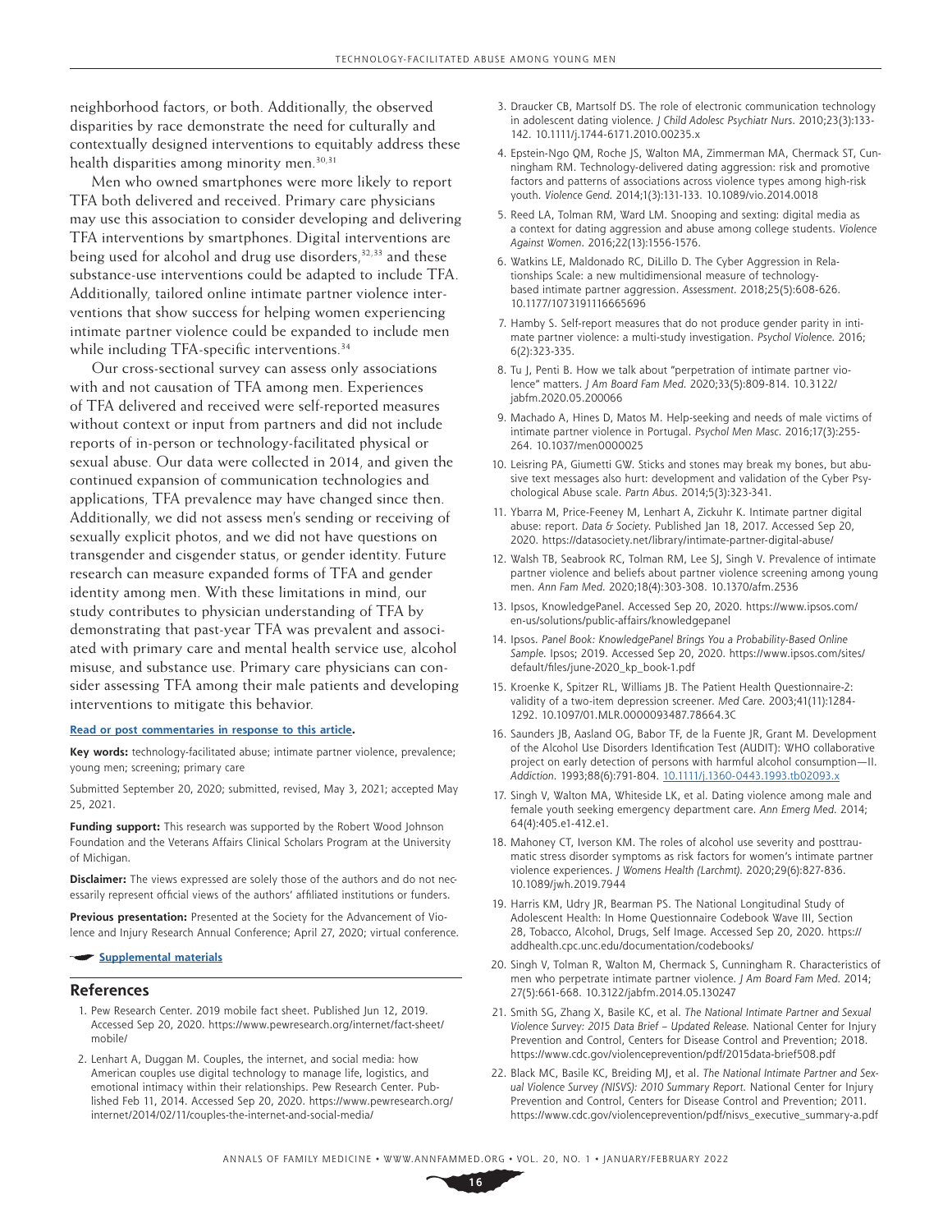neighborhood factors, or both. Additionally, the observed disparities by race demonstrate the need for culturally and contextually designed interventions to equitably address these health disparities among minority men.[30,31]

Men who owned smartphones were more likely to report TFA both delivered and received. Primary care physicians may use this association to consider developing and delivering TFA interventions by smartphones. Digital interventions are being used for alcohol and drug use disorders,[32,33] and these substance-use interventions could be adapted to include TFA. Additionally, tailored online intimate partner violence interventions that show success for helping women experiencing intimate partner violence could be expanded to include men while including TFA-specific interventions.[34]

Our cross-sectional survey can assess only associations with and not causation of TFA among men. Experiences of TFA delivered and received were self-reported measures without context or input from partners and did not include reports of in-person or technology-facilitated physical or sexual abuse. Our data were collected in 2014, and given the continued expansion of communication technologies and applications, TFA prevalence may have changed since then. Additionally, we did not assess men's sending or receiving of sexually explicit photos, and we did not have questions on transgender and cisgender status, or gender identity. Future research can measure expanded forms of TFA and gender identity among men. With these limitations in mind, our study contributes to physician understanding of TFA by demonstrating that past-year TFA was prevalent and associated with primary care and mental health service use, alcohol misuse, and substance use. Primary care physicians can consider assessing TFA among their male patients and developing interventions to mitigate this behavior.

**Read or post commentaries in response to this article.**

**Key words:** technology-facilitated abuse; intimate partner violence, prevalence; young men; screening; primary care

Submitted September 20, 2020; submitted, revised, May 3, 2021; accepted May 25, 2021.

**Funding support:** This research was supported by the Robert Wood Johnson Foundation and the Veterans Affairs Clinical Scholars Program at the University of Michigan.

**Disclaimer:** The views expressed are solely those of the authors and do not necessarily represent official views of the authors' affiliated institutions or funders.

**Previous presentation:** Presented at the Society for the Advancement of Violence and Injury Research Annual Conference; April 27, 2020; virtual conference.

**Supplemental materials**

## References

1. Pew Research Center. 2019 mobile fact sheet. Published Jun 12, 2019. Accessed Sep 20, 2020. https://www.pewresearch.org/internet/fact-sheet/mobile/
2. Lenhart A, Duggan M. Couples, the internet, and social media: how American couples use digital technology to manage life, logistics, and emotional intimacy within their relationships. Pew Research Center. Published Feb 11, 2014. Accessed Sep 20, 2020. https://www.pewresearch.org/internet/2014/02/11/couples-the-internet-and-social-media/
3. Draucker CB, Martsolf DS. The role of electronic communication technology in adolescent dating violence. *J Child Adolesc Psychiatr Nurs.* 2010;23(3):133-142. 10.1111/j.1744-6171.2010.00235.x
4. Epstein-Ngo QM, Roche JS, Walton MA, Zimmerman MA, Chermack ST, Cunningham RM. Technology-delivered dating aggression: risk and promotive factors and patterns of associations across violence types among high-risk youth. *Violence Gend.* 2014;1(3):131-133. 10.1089/vio.2014.0018
5. Reed LA, Tolman RM, Ward LM. Snooping and sexting: digital media as a context for dating aggression and abuse among college students. *Violence Against Women*. 2016;22(13):1556-1576.
6. Watkins LE, Maldonado RC, DiLillo D. The Cyber Aggression in Relationships Scale: a new multidimensional measure of technology-based intimate partner aggression. *Assessment*. 2018;25(5):608-626. 10.1177/1073191116665696
7. Hamby S. Self-report measures that do not produce gender parity in intimate partner violence: a multi-study investigation. *Psychol Violence.* 2016; 6(2):323-335.
8. Tu J, Penti B. How we talk about "perpetration of intimate partner violence" matters. *J Am Board Fam Med.* 2020;33(5):809-814. 10.3122/jabfm.2020.05.200066
9. Machado A, Hines D, Matos M. Help-seeking and needs of male victims of intimate partner violence in Portugal. *Psychol Men Masc.* 2016;17(3):255-264. 10.1037/men0000025
10. Leisring PA, Giumetti GW. Sticks and stones may break my bones, but abusive text messages also hurt: development and validation of the Cyber Psychological Abuse scale. *Partn Abus.* 2014;5(3):323-341.
11. Ybarra M, Price-Feeney M, Lenhart A, Zickuhr K. Intimate partner digital abuse: report. *Data & Society.* Published Jan 18, 2017. Accessed Sep 20, 2020. https://datasociety.net/library/intimate-partner-digital-abuse/
12. Walsh TB, Seabrook RC, Tolman RM, Lee SJ, Singh V. Prevalence of intimate partner violence and beliefs about partner violence screening among young men. *Ann Fam Med.* 2020;18(4):303-308. 10.1370/afm.2536
13. Ipsos, KnowledgePanel. Accessed Sep 20, 2020. https://www.ipsos.com/en-us/solutions/public-affairs/knowledgepanel
14. Ipsos. *Panel Book: KnowledgePanel Brings You a Probability-Based Online Sample.* Ipsos; 2019. Accessed Sep 20, 2020. https://www.ipsos.com/sites/default/files/june-2020_kp_book-1.pdf
15. Kroenke K, Spitzer RL, Williams JB. The Patient Health Questionnaire-2: validity of a two-item depression screener. *Med Care.* 2003;41(11):1284-1292. 10.1097/01.MLR.0000093487.78664.3C
16. Saunders JB, Aasland OG, Babor TF, de la Fuente JR, Grant M. Development of the Alcohol Use Disorders Identification Test (AUDIT): WHO collaborative project on early detection of persons with harmful alcohol consumption—II. *Addiction.* 1993;88(6):791-804. 10.1111/j.1360-0443.1993.tb02093.x
17. Singh V, Walton MA, Whiteside LK, et al. Dating violence among male and female youth seeking emergency department care. *Ann Emerg Med.* 2014; 64(4):405.e1-412.e1.
18. Mahoney CT, Iverson KM. The roles of alcohol use severity and posttraumatic stress disorder symptoms as risk factors for women's intimate partner violence experiences. *J Womens Health (Larchmt).* 2020;29(6):827-836. 10.1089/jwh.2019.7944
19. Harris KM, Udry JR, Bearman PS. The National Longitudinal Study of Adolescent Health: In Home Questionnaire Codebook Wave III, Section 28, Tobacco, Alcohol, Drugs, Self Image. Accessed Sep 20, 2020. https://addhealth.cpc.unc.edu/documentation/codebooks/
20. Singh V, Tolman R, Walton M, Chermack S, Cunningham R. Characteristics of men who perpetrate intimate partner violence. *J Am Board Fam Med.* 2014; 27(5):661-668. 10.3122/jabfm.2014.05.130247
21. Smith SG, Zhang X, Basile KC, et al. *The National Intimate Partner and Sexual Violence Survey: 2015 Data Brief – Updated Release.* National Center for Injury Prevention and Control, Centers for Disease Control and Prevention; 2018. https://www.cdc.gov/violenceprevention/pdf/2015data-brief508.pdf
22. Black MC, Basile KC, Breiding MJ, et al. *The National Intimate Partner and Sexual Violence Survey (NISVS): 2010 Summary Report.* National Center for Injury Prevention and Control, Centers for Disease Control and Prevention; 2011. https://www.cdc.gov/violenceprevention/pdf/nisvs_executive_summary-a.pdf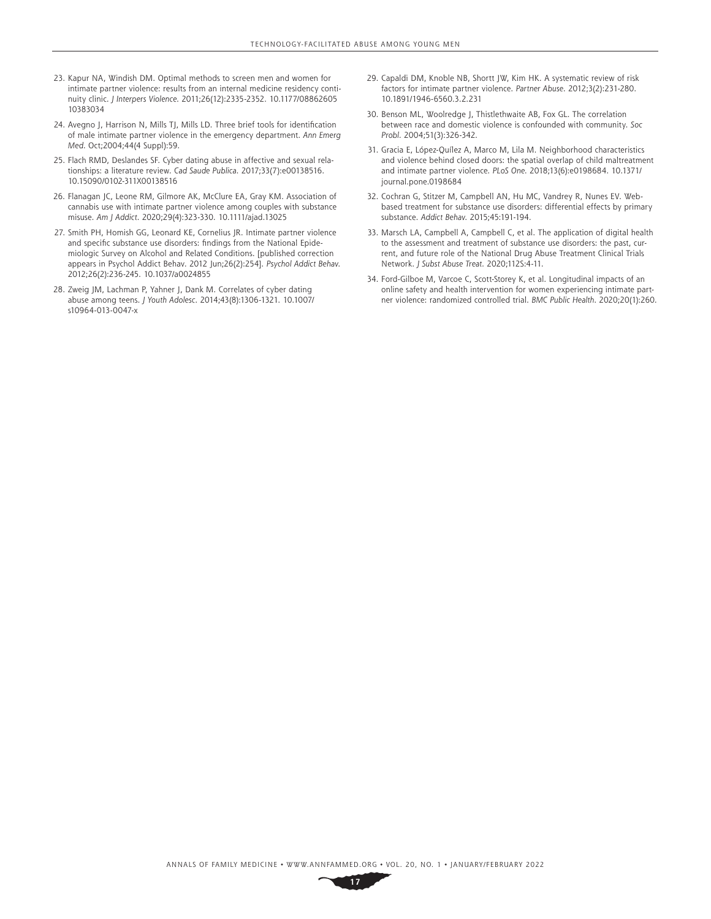23. Kapur NA, Windish DM. Optimal methods to screen men and women for intimate partner violence: results from an internal medicine residency continuity clinic. *J Interpers Violence.* 2011;26(12):2335-2352. 10.1177/0886260510383034

24. Avegno J, Harrison N, Mills TJ, Mills LD. Three brief tools for identification of male intimate partner violence in the emergency department. *Ann Emerg Med.* Oct;2004;44(4 Suppl):59.

25. Flach RMD, Deslandes SF. Cyber dating abuse in affective and sexual relationships: a literature review. *Cad Saude Publica.* 2017;33(7):e00138516. 10.15090/0102-311X00138516

26. Flanagan JC, Leone RM, Gilmore AK, McClure EA, Gray KM. Association of cannabis use with intimate partner violence among couples with substance misuse. *Am J Addict.* 2020;29(4):323-330. 10.1111/ajad.13025

27. Smith PH, Homish GG, Leonard KE, Cornelius JR. Intimate partner violence and specific substance use disorders: findings from the National Epidemiologic Survey on Alcohol and Related Conditions. [published correction appears in Psychol Addict Behav. 2012 Jun;26(2):254]. *Psychol Addict Behav.* 2012;26(2):236-245. 10.1037/a0024855

28. Zweig JM, Lachman P, Yahner J, Dank M. Correlates of cyber dating abuse among teens. *J Youth Adolesc.* 2014;43(8):1306-1321. 10.1007/s10964-013-0047-x

29. Capaldi DM, Knoble NB, Shortt JW, Kim HK. A systematic review of risk factors for intimate partner violence. *Partner Abuse.* 2012;3(2):231-280. 10.1891/1946-6560.3.2.231

30. Benson ML, Woolredge J, Thistlethwaite AB, Fox GL. The correlation between race and domestic violence is confounded with community. *Soc Probl.* 2004;51(3):326-342.

31. Gracia E, López-Quílez A, Marco M, Lila M. Neighborhood characteristics and violence behind closed doors: the spatial overlap of child maltreatment and intimate partner violence. *PLoS One.* 2018;13(6):e0198684. 10.1371/journal.pone.0198684

32. Cochran G, Stitzer M, Campbell AN, Hu MC, Vandrey R, Nunes EV. Web-based treatment for substance use disorders: differential effects by primary substance. *Addict Behav.* 2015;45:191-194.

33. Marsch LA, Campbell A, Campbell C, et al. The application of digital health to the assessment and treatment of substance use disorders: the past, current, and future role of the National Drug Abuse Treatment Clinical Trials Network. *J Subst Abuse Treat.* 2020;112S:4-11.

34. Ford-Gilboe M, Varcoe C, Scott-Storey K, et al. Longitudinal impacts of an online safety and health intervention for women experiencing intimate partner violence: randomized controlled trial. *BMC Public Health.* 2020;20(1):260.